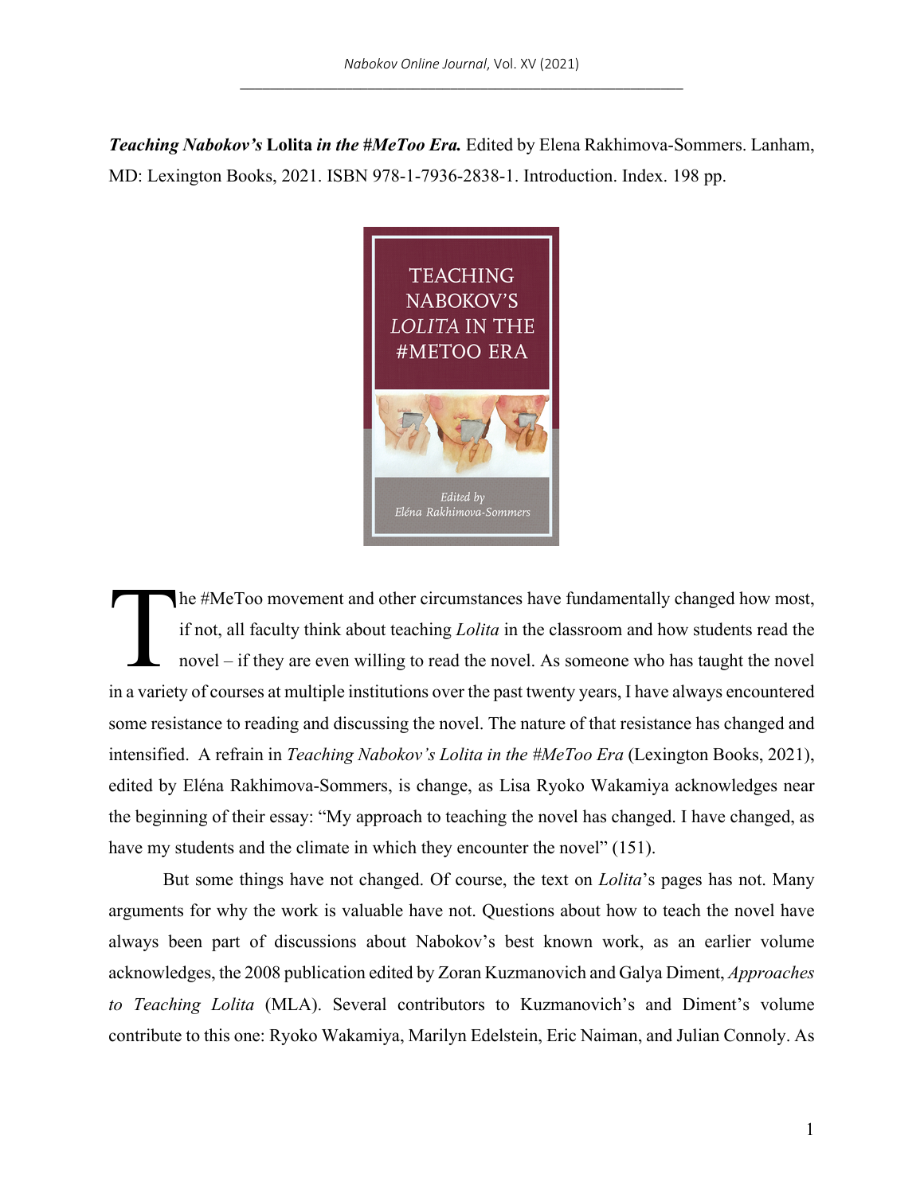***Teaching Nabokov's* Lolita *in the #MeToo Era.*** Edited by Elena Rakhimova-Sommers. Lanham, MD: Lexington Books, 2021. ISBN 978-1-7936-2838-1. Introduction. Index. 198 pp.

The #MeToo movement and other circumstances have fundamentally changed how most, if not, all faculty think about teaching *Lolita* in the classroom and how students read the novel – if they are even willing to read the novel. As someone who has taught the novel in a variety of courses at multiple institutions over the past twenty years, I have always encountered some resistance to reading and discussing the novel. The nature of that resistance has changed and intensified. A refrain in *Teaching Nabokov's Lolita in the #MeToo Era* (Lexington Books, 2021), edited by Eléna Rakhimova-Sommers, is change, as Lisa Ryoko Wakamiya acknowledges near the beginning of their essay: "My approach to teaching the novel has changed. I have changed, as have my students and the climate in which they encounter the novel" (151).

But some things have not changed. Of course, the text on *Lolita*'s pages has not. Many arguments for why the work is valuable have not. Questions about how to teach the novel have always been part of discussions about Nabokov's best known work, as an earlier volume acknowledges, the 2008 publication edited by Zoran Kuzmanovich and Galya Diment, *Approaches to Teaching Lolita* (MLA). Several contributors to Kuzmanovich's and Diment's volume contribute to this one: Ryoko Wakamiya, Marilyn Edelstein, Eric Naiman, and Julian Connoly. As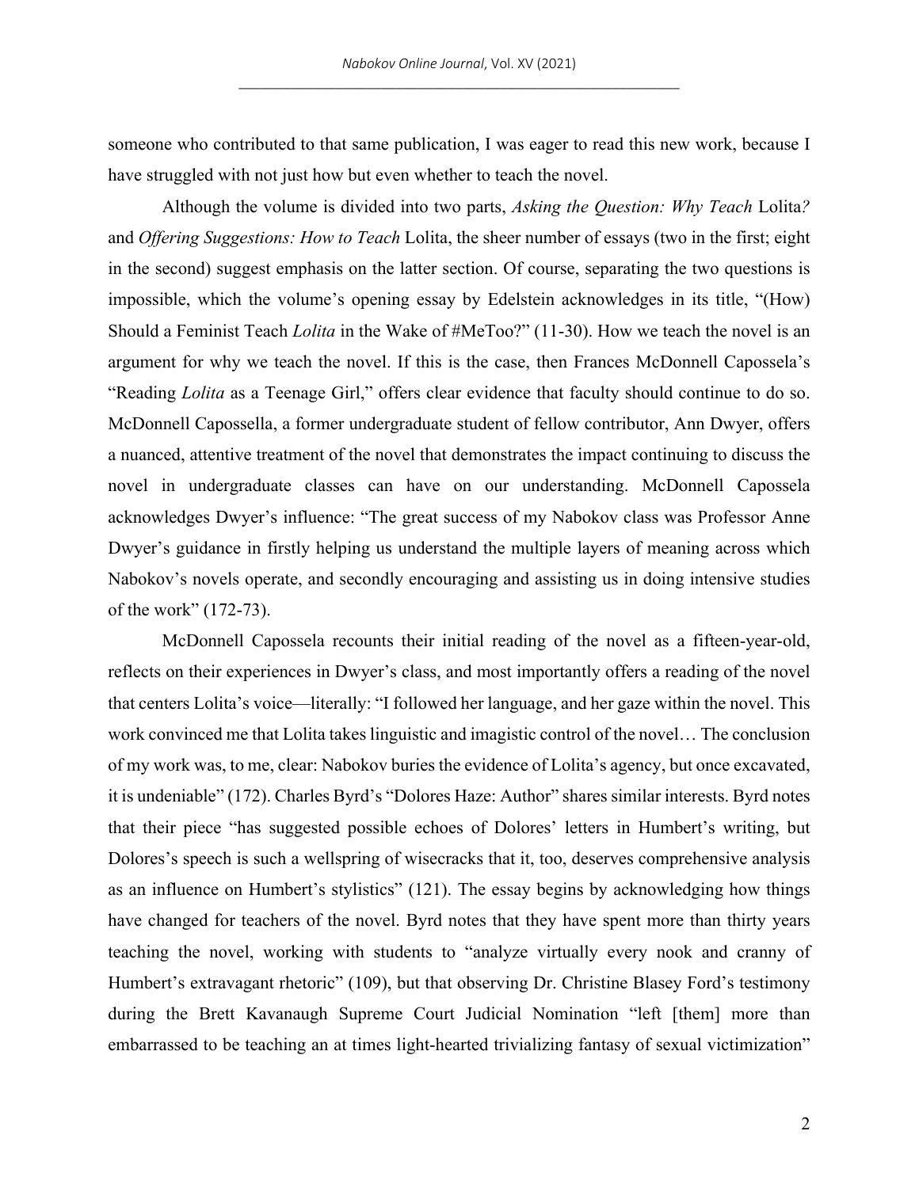someone who contributed to that same publication, I was eager to read this new work, because I have struggled with not just how but even whether to teach the novel.

Although the volume is divided into two parts, *Asking the Question: Why Teach* Lolita*?* and *Offering Suggestions: How to Teach* Lolita, the sheer number of essays (two in the first; eight in the second) suggest emphasis on the latter section. Of course, separating the two questions is impossible, which the volume's opening essay by Edelstein acknowledges in its title, "(How) Should a Feminist Teach *Lolita* in the Wake of #MeToo?" (11-30). How we teach the novel is an argument for why we teach the novel. If this is the case, then Frances McDonnell Capossela's "Reading *Lolita* as a Teenage Girl," offers clear evidence that faculty should continue to do so. McDonnell Capossella, a former undergraduate student of fellow contributor, Ann Dwyer, offers a nuanced, attentive treatment of the novel that demonstrates the impact continuing to discuss the novel in undergraduate classes can have on our understanding. McDonnell Capossela acknowledges Dwyer's influence: "The great success of my Nabokov class was Professor Anne Dwyer's guidance in firstly helping us understand the multiple layers of meaning across which Nabokov's novels operate, and secondly encouraging and assisting us in doing intensive studies of the work" (172-73).

McDonnell Capossela recounts their initial reading of the novel as a fifteen-year-old, reflects on their experiences in Dwyer's class, and most importantly offers a reading of the novel that centers Lolita's voice—literally: "I followed her language, and her gaze within the novel. This work convinced me that Lolita takes linguistic and imagistic control of the novel… The conclusion of my work was, to me, clear: Nabokov buries the evidence of Lolita's agency, but once excavated, it is undeniable" (172). Charles Byrd's "Dolores Haze: Author" shares similar interests. Byrd notes that their piece "has suggested possible echoes of Dolores' letters in Humbert's writing, but Dolores's speech is such a wellspring of wisecracks that it, too, deserves comprehensive analysis as an influence on Humbert's stylistics" (121). The essay begins by acknowledging how things have changed for teachers of the novel. Byrd notes that they have spent more than thirty years teaching the novel, working with students to "analyze virtually every nook and cranny of Humbert's extravagant rhetoric" (109), but that observing Dr. Christine Blasey Ford's testimony during the Brett Kavanaugh Supreme Court Judicial Nomination "left [them] more than embarrassed to be teaching an at times light-hearted trivializing fantasy of sexual victimization"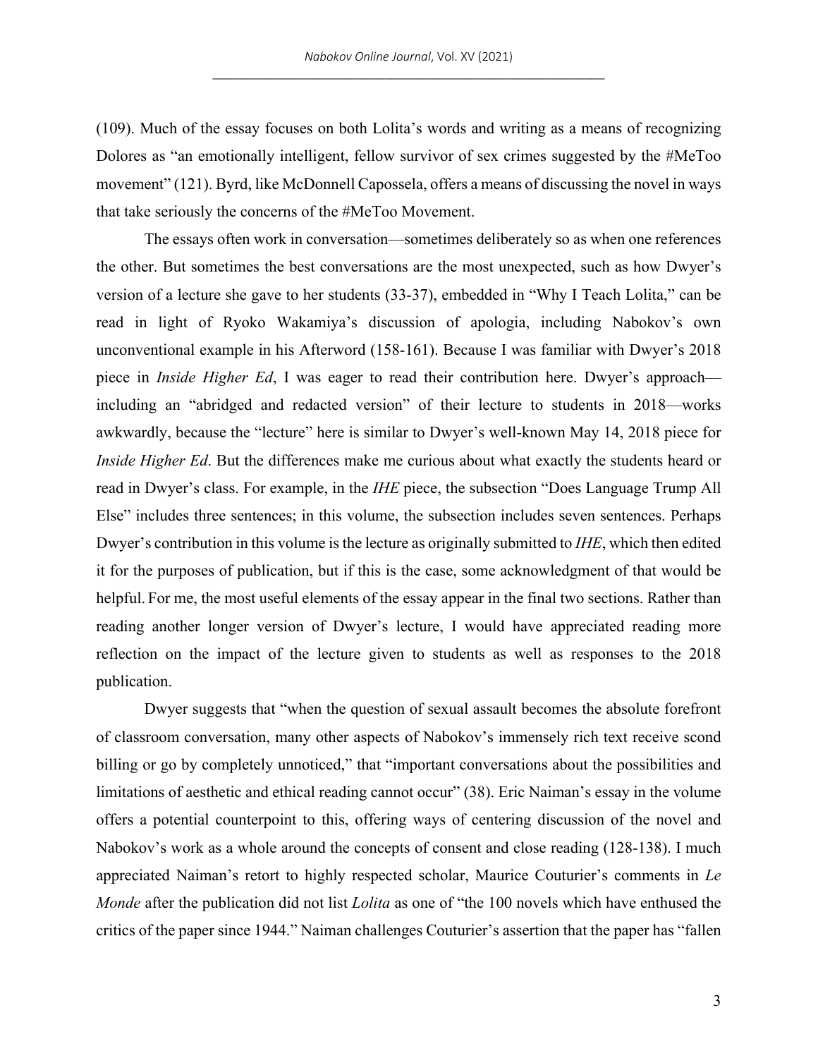(109). Much of the essay focuses on both Lolita's words and writing as a means of recognizing Dolores as "an emotionally intelligent, fellow survivor of sex crimes suggested by the #MeToo movement" (121). Byrd, like McDonnell Capossela, offers a means of discussing the novel in ways that take seriously the concerns of the #MeToo Movement.

The essays often work in conversation—sometimes deliberately so as when one references the other. But sometimes the best conversations are the most unexpected, such as how Dwyer's version of a lecture she gave to her students (33-37), embedded in "Why I Teach Lolita," can be read in light of Ryoko Wakamiya's discussion of apologia, including Nabokov's own unconventional example in his Afterword (158-161). Because I was familiar with Dwyer's 2018 piece in *Inside Higher Ed*, I was eager to read their contribution here. Dwyer's approach—including an "abridged and redacted version" of their lecture to students in 2018—works awkwardly, because the "lecture" here is similar to Dwyer's well-known May 14, 2018 piece for *Inside Higher Ed*. But the differences make me curious about what exactly the students heard or read in Dwyer's class. For example, in the *IHE* piece, the subsection "Does Language Trump All Else" includes three sentences; in this volume, the subsection includes seven sentences. Perhaps Dwyer's contribution in this volume is the lecture as originally submitted to *IHE*, which then edited it for the purposes of publication, but if this is the case, some acknowledgment of that would be helpful. For me, the most useful elements of the essay appear in the final two sections. Rather than reading another longer version of Dwyer's lecture, I would have appreciated reading more reflection on the impact of the lecture given to students as well as responses to the 2018 publication.

Dwyer suggests that "when the question of sexual assault becomes the absolute forefront of classroom conversation, many other aspects of Nabokov's immensely rich text receive scond billing or go by completely unnoticed," that "important conversations about the possibilities and limitations of aesthetic and ethical reading cannot occur" (38). Eric Naiman's essay in the volume offers a potential counterpoint to this, offering ways of centering discussion of the novel and Nabokov's work as a whole around the concepts of consent and close reading (128-138). I much appreciated Naiman's retort to highly respected scholar, Maurice Couturier's comments in *Le Monde* after the publication did not list *Lolita* as one of "the 100 novels which have enthused the critics of the paper since 1944." Naiman challenges Couturier's assertion that the paper has "fallen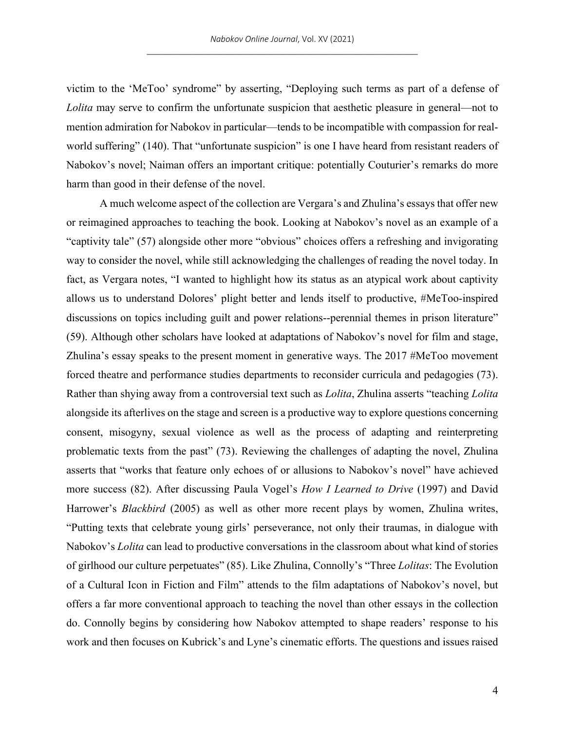victim to the 'MeToo' syndrome" by asserting, "Deploying such terms as part of a defense of *Lolita* may serve to confirm the unfortunate suspicion that aesthetic pleasure in general—not to mention admiration for Nabokov in particular—tends to be incompatible with compassion for real-world suffering" (140). That "unfortunate suspicion" is one I have heard from resistant readers of Nabokov's novel; Naiman offers an important critique: potentially Couturier's remarks do more harm than good in their defense of the novel.

A much welcome aspect of the collection are Vergara's and Zhulina's essays that offer new or reimagined approaches to teaching the book. Looking at Nabokov's novel as an example of a "captivity tale" (57) alongside other more "obvious" choices offers a refreshing and invigorating way to consider the novel, while still acknowledging the challenges of reading the novel today. In fact, as Vergara notes, "I wanted to highlight how its status as an atypical work about captivity allows us to understand Dolores' plight better and lends itself to productive, #MeToo-inspired discussions on topics including guilt and power relations--perennial themes in prison literature" (59). Although other scholars have looked at adaptations of Nabokov's novel for film and stage, Zhulina's essay speaks to the present moment in generative ways. The 2017 #MeToo movement forced theatre and performance studies departments to reconsider curricula and pedagogies (73). Rather than shying away from a controversial text such as *Lolita*, Zhulina asserts "teaching *Lolita* alongside its afterlives on the stage and screen is a productive way to explore questions concerning consent, misogyny, sexual violence as well as the process of adapting and reinterpreting problematic texts from the past" (73). Reviewing the challenges of adapting the novel, Zhulina asserts that "works that feature only echoes of or allusions to Nabokov's novel" have achieved more success (82). After discussing Paula Vogel's *How I Learned to Drive* (1997) and David Harrower's *Blackbird* (2005) as well as other more recent plays by women, Zhulina writes, "Putting texts that celebrate young girls' perseverance, not only their traumas, in dialogue with Nabokov's *Lolita* can lead to productive conversations in the classroom about what kind of stories of girlhood our culture perpetuates" (85). Like Zhulina, Connolly's "Three *Lolitas*: The Evolution of a Cultural Icon in Fiction and Film" attends to the film adaptations of Nabokov's novel, but offers a far more conventional approach to teaching the novel than other essays in the collection do. Connolly begins by considering how Nabokov attempted to shape readers' response to his work and then focuses on Kubrick's and Lyne's cinematic efforts. The questions and issues raised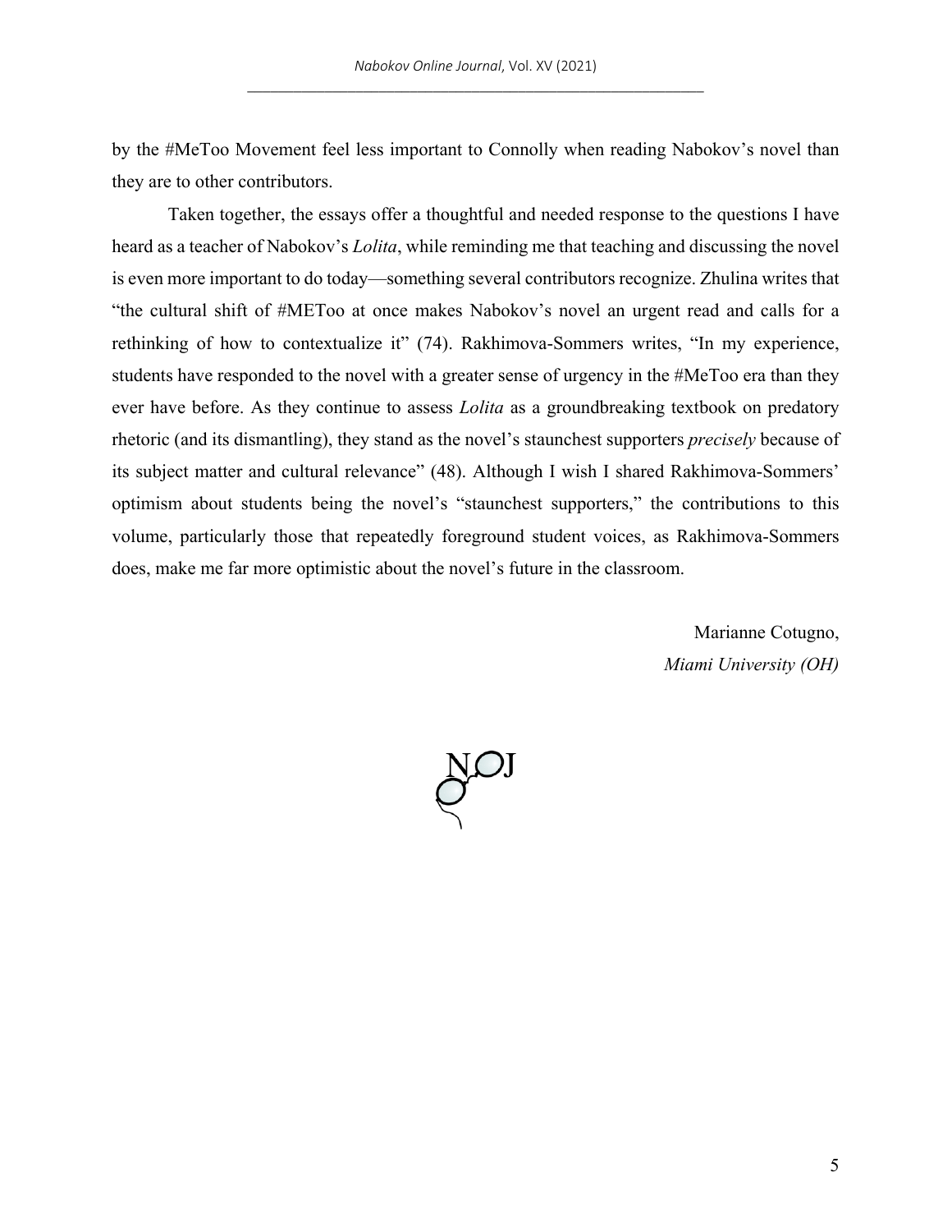by the #MeToo Movement feel less important to Connolly when reading Nabokov's novel than they are to other contributors.

Taken together, the essays offer a thoughtful and needed response to the questions I have heard as a teacher of Nabokov's *Lolita*, while reminding me that teaching and discussing the novel is even more important to do today—something several contributors recognize. Zhulina writes that "the cultural shift of #METoo at once makes Nabokov's novel an urgent read and calls for a rethinking of how to contextualize it" (74). Rakhimova-Sommers writes, "In my experience, students have responded to the novel with a greater sense of urgency in the #MeToo era than they ever have before. As they continue to assess *Lolita* as a groundbreaking textbook on predatory rhetoric (and its dismantling), they stand as the novel's staunchest supporters *precisely* because of its subject matter and cultural relevance" (48). Although I wish I shared Rakhimova-Sommers' optimism about students being the novel's "staunchest supporters," the contributions to this volume, particularly those that repeatedly foreground student voices, as Rakhimova-Sommers does, make me far more optimistic about the novel's future in the classroom.

Marianne Cotugno,
*Miami University (OH)*

NOJ